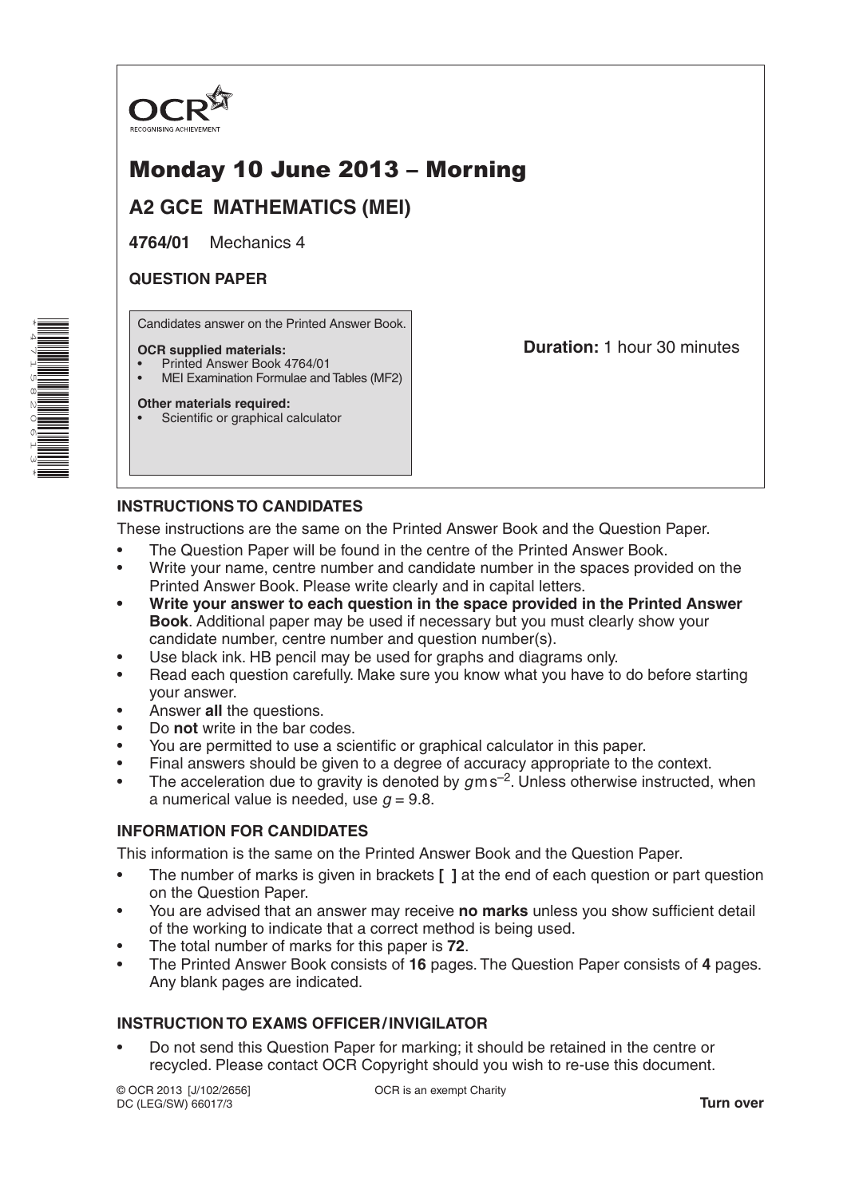OCR
RECOGNISING ACHIEVEMENT

# Monday 10 June 2013 – Morning

## A2 GCE MATHEMATICS (MEI)

**4764/01** Mechanics 4

**QUESTION PAPER**

Candidates answer on the Printed Answer Book.

**OCR supplied materials:**
- Printed Answer Book 4764/01
- MEI Examination Formulae and Tables (MF2)

**Other materials required:**
- Scientific or graphical calculator

**Duration:** 1 hour 30 minutes

### INSTRUCTIONS TO CANDIDATES

These instructions are the same on the Printed Answer Book and the Question Paper.

- The Question Paper will be found in the centre of the Printed Answer Book.
- Write your name, centre number and candidate number in the spaces provided on the Printed Answer Book. Please write clearly and in capital letters.
- **Write your answer to each question in the space provided in the Printed Answer Book**. Additional paper may be used if necessary but you must clearly show your candidate number, centre number and question number(s).
- Use black ink. HB pencil may be used for graphs and diagrams only.
- Read each question carefully. Make sure you know what you have to do before starting your answer.
- Answer **all** the questions.
- Do **not** write in the bar codes.
- You are permitted to use a scientific or graphical calculator in this paper.
- Final answers should be given to a degree of accuracy appropriate to the context.
- The acceleration due to gravity is denoted by $g\,\text{m s}^{-2}$. Unless otherwise instructed, when a numerical value is needed, use $g = 9.8$.

### INFORMATION FOR CANDIDATES

This information is the same on the Printed Answer Book and the Question Paper.

- The number of marks is given in brackets **[ ]** at the end of each question or part question on the Question Paper.
- You are advised that an answer may receive **no marks** unless you show sufficient detail of the working to indicate that a correct method is being used.
- The total number of marks for this paper is **72**.
- The Printed Answer Book consists of **16** pages. The Question Paper consists of **4** pages. Any blank pages are indicated.

### INSTRUCTION TO EXAMS OFFICER / INVIGILATOR

- Do not send this Question Paper for marking; it should be retained in the centre or recycled. Please contact OCR Copyright should you wish to re-use this document.

© OCR 2013 [J/102/2656]
DC (LEG/SW) 66017/3

OCR is an exempt Charity

**Turn over**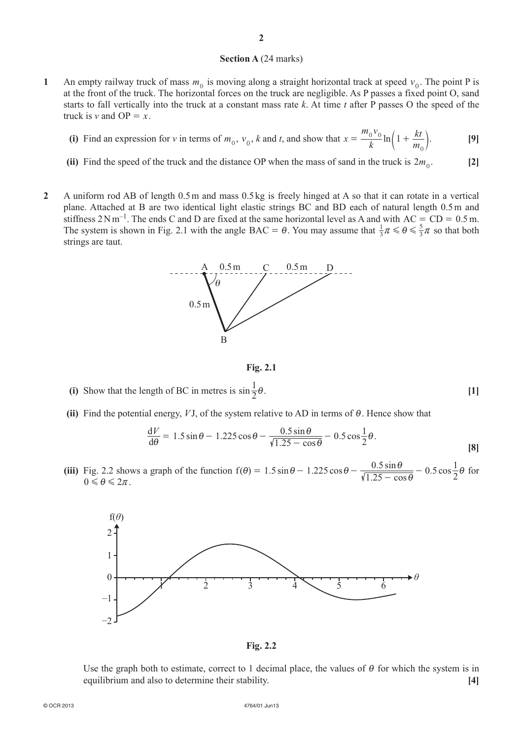## Section A (24 marks)

**1** An empty railway truck of mass $m_0$ is moving along a straight horizontal track at speed $v_0$. The point P is at the front of the truck. The horizontal forces on the truck are negligible. As P passes a fixed point O, sand starts to fall vertically into the truck at a constant mass rate $k$. At time $t$ after P passes O the speed of the truck is $v$ and OP $= x$.

**(i)** Find an expression for $v$ in terms of $m_0$, $v_0$, $k$ and $t$, and show that $x = \dfrac{m_0 v_0}{k} \ln\left(1 + \dfrac{kt}{m_0}\right)$. **[9]**

**(ii)** Find the speed of the truck and the distance OP when the mass of sand in the truck is $2m_0$. **[2]**

**2** A uniform rod AB of length 0.5 m and mass 0.5 kg is freely hinged at A so that it can rotate in a vertical plane. Attached at B are two identical light elastic strings BC and BD each of natural length 0.5 m and stiffness $2\,\text{N m}^{-1}$. The ends C and D are fixed at the same horizontal level as A and with AC = CD = 0.5 m. The system is shown in Fig. 2.1 with the angle BAC = $\theta$. You may assume that $\frac{1}{3}\pi \leqslant \theta \leqslant \frac{5}{3}\pi$ so that both strings are taut.

**Fig. 2.1**

**(i)** Show that the length of BC in metres is $\sin\frac{1}{2}\theta$. **[1]**

**(ii)** Find the potential energy, $V$ J, of the system relative to AD in terms of $\theta$. Hence show that

$$\frac{dV}{d\theta} = 1.5\sin\theta - 1.225\cos\theta - \frac{0.5\sin\theta}{\sqrt{1.25 - \cos\theta}} - 0.5\cos\frac{1}{2}\theta.$$

**[8]**

**(iii)** Fig. 2.2 shows a graph of the function $f(\theta) = 1.5\sin\theta - 1.225\cos\theta - \dfrac{0.5\sin\theta}{\sqrt{1.25 - \cos\theta}} - 0.5\cos\dfrac{1}{2}\theta$ for $0 \leqslant \theta \leqslant 2\pi$.

**Fig. 2.2**

Use the graph both to estimate, correct to 1 decimal place, the values of $\theta$ for which the system is in equilibrium and also to determine their stability. **[4]**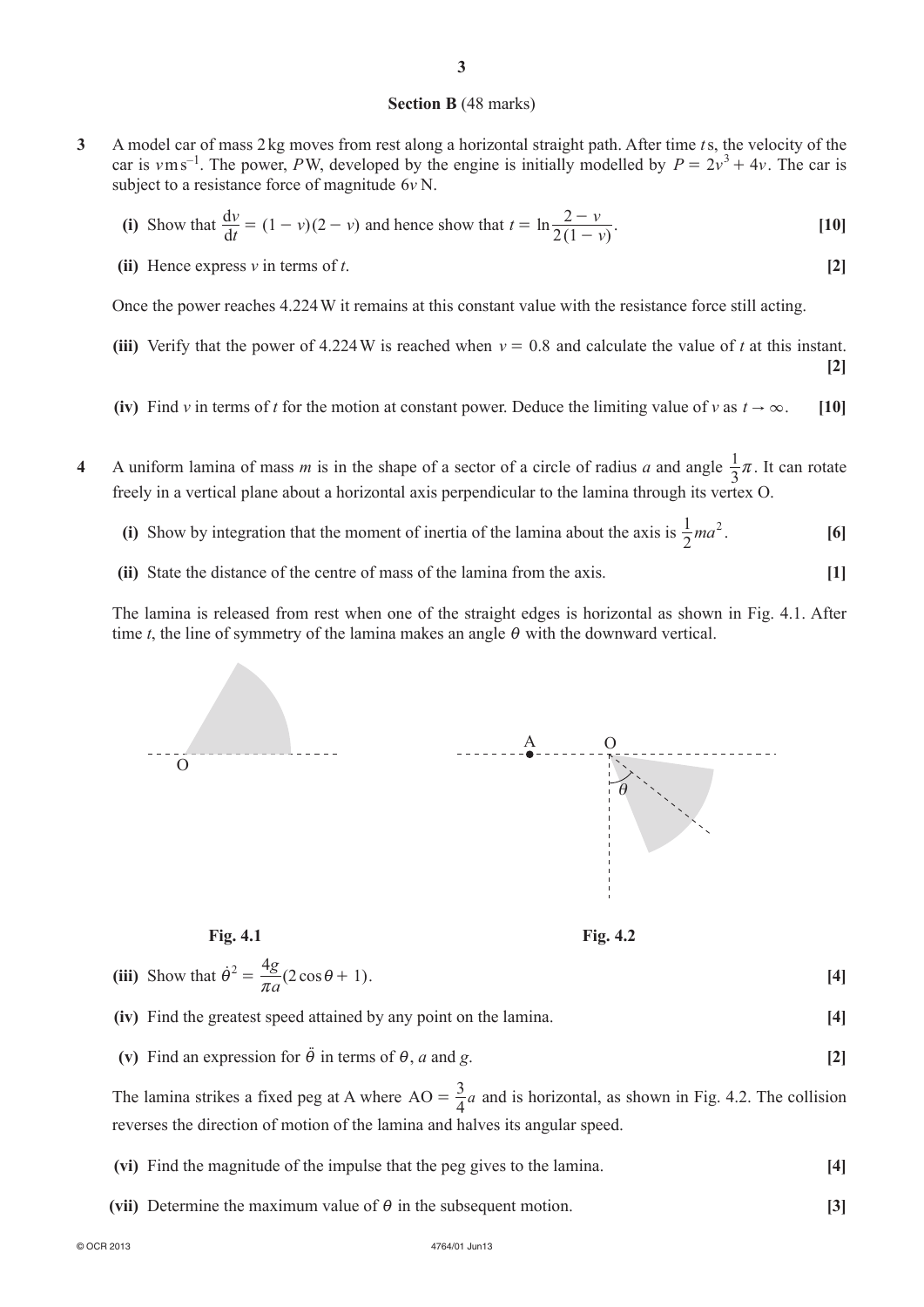## Section B (48 marks)

**3** A model car of mass 2 kg moves from rest along a horizontal straight path. After time $t$ s, the velocity of the car is $v$ m s$^{-1}$. The power, $P$ W, developed by the engine is initially modelled by $P = 2v^3 + 4v$. The car is subject to a resistance force of magnitude $6v$ N.

**(i)** Show that $\frac{dv}{dt} = (1 - v)(2 - v)$ and hence show that $t = \ln \frac{2 - v}{2(1 - v)}$. **[10]**

**(ii)** Hence express $v$ in terms of $t$. **[2]**

Once the power reaches 4.224 W it remains at this constant value with the resistance force still acting.

**(iii)** Verify that the power of 4.224 W is reached when $v = 0.8$ and calculate the value of $t$ at this instant. **[2]**

**(iv)** Find $v$ in terms of $t$ for the motion at constant power. Deduce the limiting value of $v$ as $t \to \infty$. **[10]**

**4** A uniform lamina of mass $m$ is in the shape of a sector of a circle of radius $a$ and angle $\frac{1}{3}\pi$. It can rotate freely in a vertical plane about a horizontal axis perpendicular to the lamina through its vertex O.

**(i)** Show by integration that the moment of inertia of the lamina about the axis is $\frac{1}{2}ma^2$. **[6]**

**(ii)** State the distance of the centre of mass of the lamina from the axis. **[1]**

The lamina is released from rest when one of the straight edges is horizontal as shown in Fig. 4.1. After time $t$, the line of symmetry of the lamina makes an angle $\theta$ with the downward vertical.

**Fig. 4.1** **Fig. 4.2**

**(iii)** Show that $\dot{\theta}^2 = \frac{4g}{\pi a}(2\cos\theta + 1)$. **[4]**

**(iv)** Find the greatest speed attained by any point on the lamina. **[4]**

**(v)** Find an expression for $\ddot{\theta}$ in terms of $\theta$, $a$ and $g$. **[2]**

The lamina strikes a fixed peg at A where $\text{AO} = \frac{3}{4}a$ and is horizontal, as shown in Fig. 4.2. The collision reverses the direction of motion of the lamina and halves its angular speed.

**(vi)** Find the magnitude of the impulse that the peg gives to the lamina. **[4]**

**(vii)** Determine the maximum value of $\theta$ in the subsequent motion. **[3]**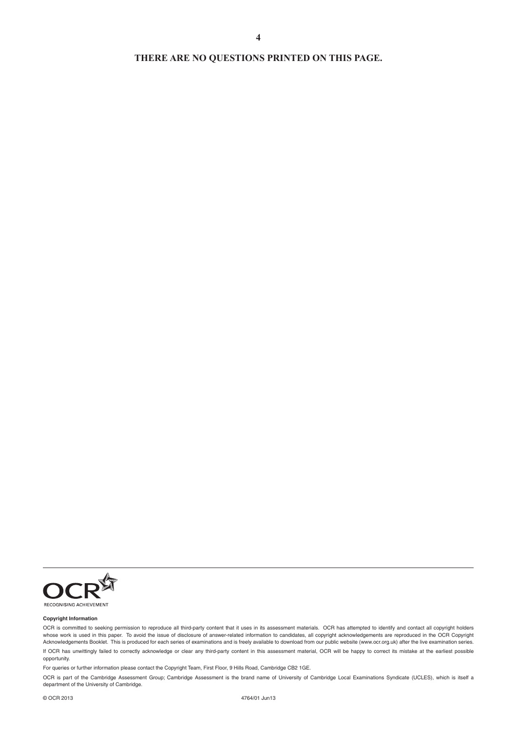**THERE ARE NO QUESTIONS PRINTED ON THIS PAGE.**

RECOGNISING ACHIEVEMENT

**Copyright Information**

OCR is committed to seeking permission to reproduce all third-party content that it uses in its assessment materials. OCR has attempted to identify and contact all copyright holders whose work is used in this paper. To avoid the issue of disclosure of answer-related information to candidates, all copyright acknowledgements are reproduced in the OCR Copyright Acknowledgements Booklet. This is produced for each series of examinations and is freely available to download from our public website (www.ocr.org.uk) after the live examination series.

If OCR has unwittingly failed to correctly acknowledge or clear any third-party content in this assessment material, OCR will be happy to correct its mistake at the earliest possible opportunity.

For queries or further information please contact the Copyright Team, First Floor, 9 Hills Road, Cambridge CB2 1GE.

OCR is part of the Cambridge Assessment Group; Cambridge Assessment is the brand name of University of Cambridge Local Examinations Syndicate (UCLES), which is itself a department of the University of Cambridge.

© OCR 2013 4764/01 Jun13